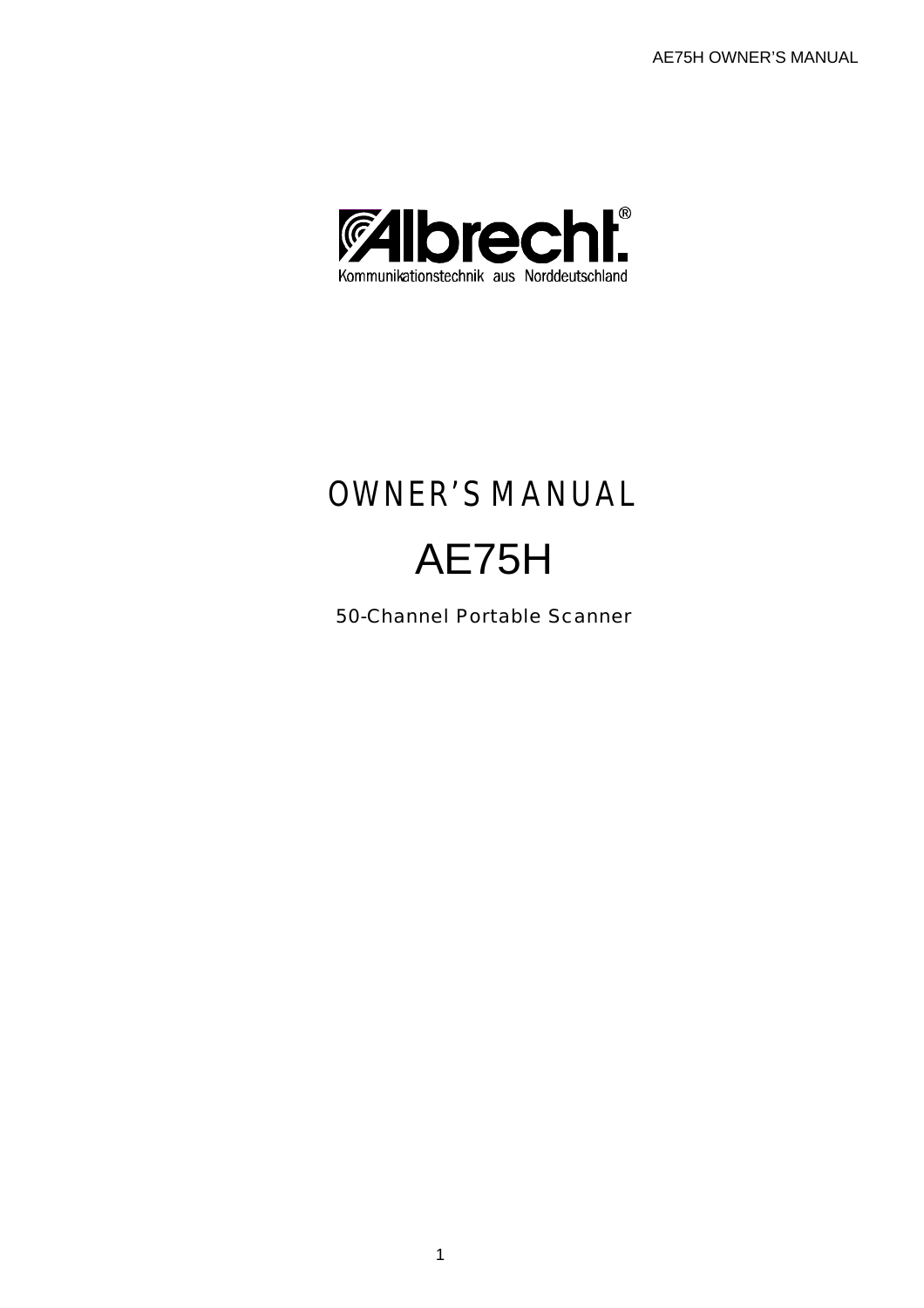Albrecht®

Kommunikationstechnik aus Norddeutschland

# OWNER'S MANUAL

# AE75H

50-Channel Portable Scanner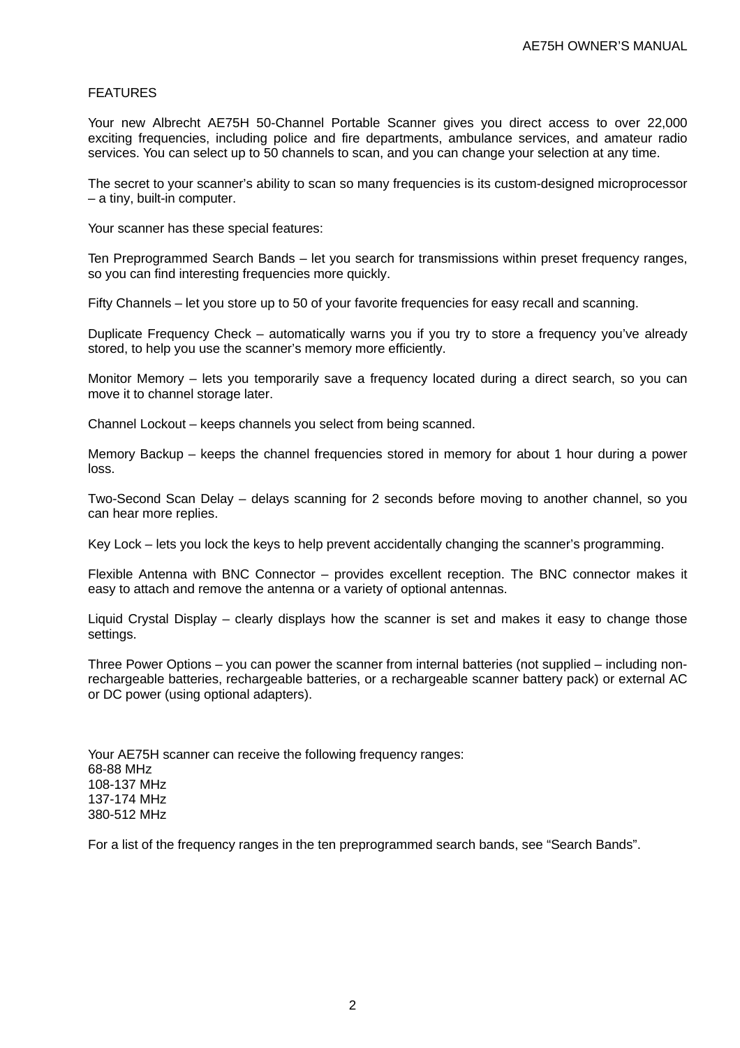# FEATURES

Your new Albrecht AE75H 50-Channel Portable Scanner gives you direct access to over 22,000 exciting frequencies, including police and fire departments, ambulance services, and amateur radio services. You can select up to 50 channels to scan, and you can change your selection at any time.

The secret to your scanner's ability to scan so many frequencies is its custom-designed microprocessor – a tiny, built-in computer.

Your scanner has these special features:

Ten Preprogrammed Search Bands – let you search for transmissions within preset frequency ranges, so you can find interesting frequencies more quickly.

Fifty Channels – let you store up to 50 of your favorite frequencies for easy recall and scanning.

Duplicate Frequency Check – automatically warns you if you try to store a frequency you've already stored, to help you use the scanner's memory more efficiently.

Monitor Memory – lets you temporarily save a frequency located during a direct search, so you can move it to channel storage later.

Channel Lockout – keeps channels you select from being scanned.

Memory Backup – keeps the channel frequencies stored in memory for about 1 hour during a power loss.

Two-Second Scan Delay – delays scanning for 2 seconds before moving to another channel, so you can hear more replies.

Key Lock – lets you lock the keys to help prevent accidentally changing the scanner's programming.

Flexible Antenna with BNC Connector – provides excellent reception. The BNC connector makes it easy to attach and remove the antenna or a variety of optional antennas.

Liquid Crystal Display – clearly displays how the scanner is set and makes it easy to change those settings.

Three Power Options – you can power the scanner from internal batteries (not supplied – including non-rechargeable batteries, rechargeable batteries, or a rechargeable scanner battery pack) or external AC or DC power (using optional adapters).

Your AE75H scanner can receive the following frequency ranges:
68-88 MHz
108-137 MHz
137-174 MHz
380-512 MHz

For a list of the frequency ranges in the ten preprogrammed search bands, see "Search Bands".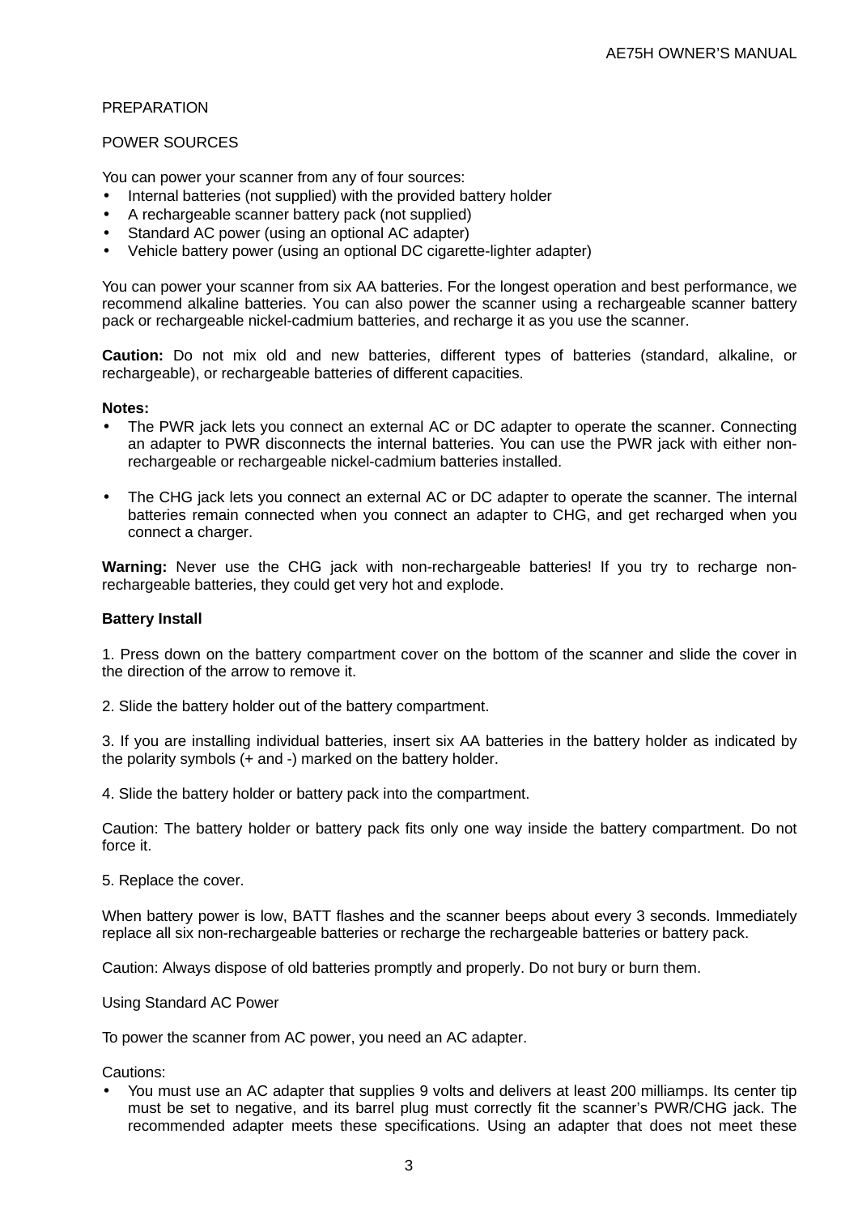## PREPARATION

### POWER SOURCES

You can power your scanner from any of four sources:

- Internal batteries (not supplied) with the provided battery holder
- A rechargeable scanner battery pack (not supplied)
- Standard AC power (using an optional AC adapter)
- Vehicle battery power (using an optional DC cigarette-lighter adapter)

You can power your scanner from six AA batteries. For the longest operation and best performance, we recommend alkaline batteries. You can also power the scanner using a rechargeable scanner battery pack or rechargeable nickel-cadmium batteries, and recharge it as you use the scanner.

**Caution:** Do not mix old and new batteries, different types of batteries (standard, alkaline, or rechargeable), or rechargeable batteries of different capacities.

**Notes:**

- The PWR jack lets you connect an external AC or DC adapter to operate the scanner. Connecting an adapter to PWR disconnects the internal batteries. You can use the PWR jack with either non-rechargeable or rechargeable nickel-cadmium batteries installed.

- The CHG jack lets you connect an external AC or DC adapter to operate the scanner. The internal batteries remain connected when you connect an adapter to CHG, and get recharged when you connect a charger.

**Warning:** Never use the CHG jack with non-rechargeable batteries! If you try to recharge non-rechargeable batteries, they could get very hot and explode.

**Battery Install**

1. Press down on the battery compartment cover on the bottom of the scanner and slide the cover in the direction of the arrow to remove it.

2. Slide the battery holder out of the battery compartment.

3. If you are installing individual batteries, insert six AA batteries in the battery holder as indicated by the polarity symbols (+ and -) marked on the battery holder.

4. Slide the battery holder or battery pack into the compartment.

Caution: The battery holder or battery pack fits only one way inside the battery compartment. Do not force it.

5. Replace the cover.

When battery power is low, BATT flashes and the scanner beeps about every 3 seconds. Immediately replace all six non-rechargeable batteries or recharge the rechargeable batteries or battery pack.

Caution: Always dispose of old batteries promptly and properly. Do not bury or burn them.

Using Standard AC Power

To power the scanner from AC power, you need an AC adapter.

Cautions:

- You must use an AC adapter that supplies 9 volts and delivers at least 200 milliamps. Its center tip must be set to negative, and its barrel plug must correctly fit the scanner's PWR/CHG jack. The recommended adapter meets these specifications. Using an adapter that does not meet these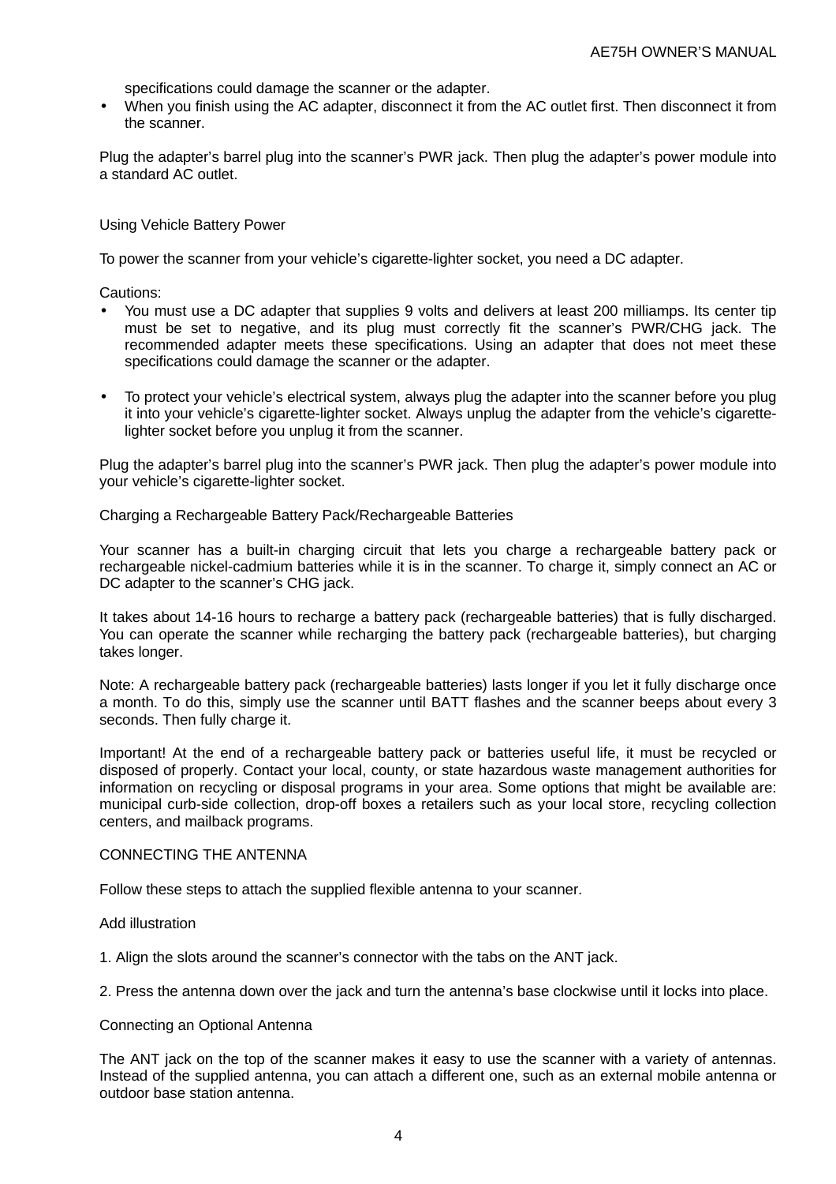specifications could damage the scanner or the adapter.

- When you finish using the AC adapter, disconnect it from the AC outlet first. Then disconnect it from the scanner.

Plug the adapter's barrel plug into the scanner's PWR jack. Then plug the adapter's power module into a standard AC outlet.

### Using Vehicle Battery Power

To power the scanner from your vehicle's cigarette-lighter socket, you need a DC adapter.

Cautions:

- You must use a DC adapter that supplies 9 volts and delivers at least 200 milliamps. Its center tip must be set to negative, and its plug must correctly fit the scanner's PWR/CHG jack. The recommended adapter meets these specifications. Using an adapter that does not meet these specifications could damage the scanner or the adapter.

- To protect your vehicle's electrical system, always plug the adapter into the scanner before you plug it into your vehicle's cigarette-lighter socket. Always unplug the adapter from the vehicle's cigarette-lighter socket before you unplug it from the scanner.

Plug the adapter's barrel plug into the scanner's PWR jack. Then plug the adapter's power module into your vehicle's cigarette-lighter socket.

### Charging a Rechargeable Battery Pack/Rechargeable Batteries

Your scanner has a built-in charging circuit that lets you charge a rechargeable battery pack or rechargeable nickel-cadmium batteries while it is in the scanner. To charge it, simply connect an AC or DC adapter to the scanner's CHG jack.

It takes about 14-16 hours to recharge a battery pack (rechargeable batteries) that is fully discharged. You can operate the scanner while recharging the battery pack (rechargeable batteries), but charging takes longer.

Note: A rechargeable battery pack (rechargeable batteries) lasts longer if you let it fully discharge once a month. To do this, simply use the scanner until BATT flashes and the scanner beeps about every 3 seconds. Then fully charge it.

Important! At the end of a rechargeable battery pack or batteries useful life, it must be recycled or disposed of properly. Contact your local, county, or state hazardous waste management authorities for information on recycling or disposal programs in your area. Some options that might be available are: municipal curb-side collection, drop-off boxes a retailers such as your local store, recycling collection centers, and mailback programs.

## CONNECTING THE ANTENNA

Follow these steps to attach the supplied flexible antenna to your scanner.

Add illustration

1. Align the slots around the scanner's connector with the tabs on the ANT jack.

2. Press the antenna down over the jack and turn the antenna's base clockwise until it locks into place.

### Connecting an Optional Antenna

The ANT jack on the top of the scanner makes it easy to use the scanner with a variety of antennas. Instead of the supplied antenna, you can attach a different one, such as an external mobile antenna or outdoor base station antenna.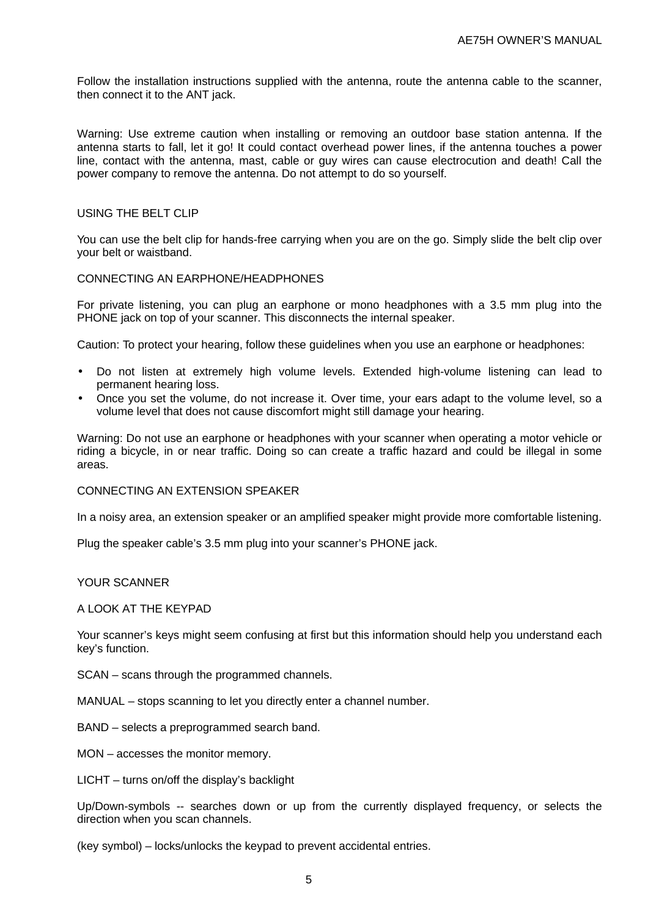Follow the installation instructions supplied with the antenna, route the antenna cable to the scanner, then connect it to the ANT jack.

Warning: Use extreme caution when installing or removing an outdoor base station antenna. If the antenna starts to fall, let it go! It could contact overhead power lines, if the antenna touches a power line, contact with the antenna, mast, cable or guy wires can cause electrocution and death! Call the power company to remove the antenna. Do not attempt to do so yourself.

## USING THE BELT CLIP

You can use the belt clip for hands-free carrying when you are on the go. Simply slide the belt clip over your belt or waistband.

## CONNECTING AN EARPHONE/HEADPHONES

For private listening, you can plug an earphone or mono headphones with a 3.5 mm plug into the PHONE jack on top of your scanner. This disconnects the internal speaker.

Caution: To protect your hearing, follow these guidelines when you use an earphone or headphones:

- Do not listen at extremely high volume levels. Extended high-volume listening can lead to permanent hearing loss.
- Once you set the volume, do not increase it. Over time, your ears adapt to the volume level, so a volume level that does not cause discomfort might still damage your hearing.

Warning: Do not use an earphone or headphones with your scanner when operating a motor vehicle or riding a bicycle, in or near traffic. Doing so can create a traffic hazard and could be illegal in some areas.

## CONNECTING AN EXTENSION SPEAKER

In a noisy area, an extension speaker or an amplified speaker might provide more comfortable listening.

Plug the speaker cable's 3.5 mm plug into your scanner's PHONE jack.

# YOUR SCANNER

## A LOOK AT THE KEYPAD

Your scanner's keys might seem confusing at first but this information should help you understand each key's function.

SCAN – scans through the programmed channels.

MANUAL – stops scanning to let you directly enter a channel number.

BAND – selects a preprogrammed search band.

MON – accesses the monitor memory.

LICHT – turns on/off the display's backlight

Up/Down-symbols -- searches down or up from the currently displayed frequency, or selects the direction when you scan channels.

(key symbol) – locks/unlocks the keypad to prevent accidental entries.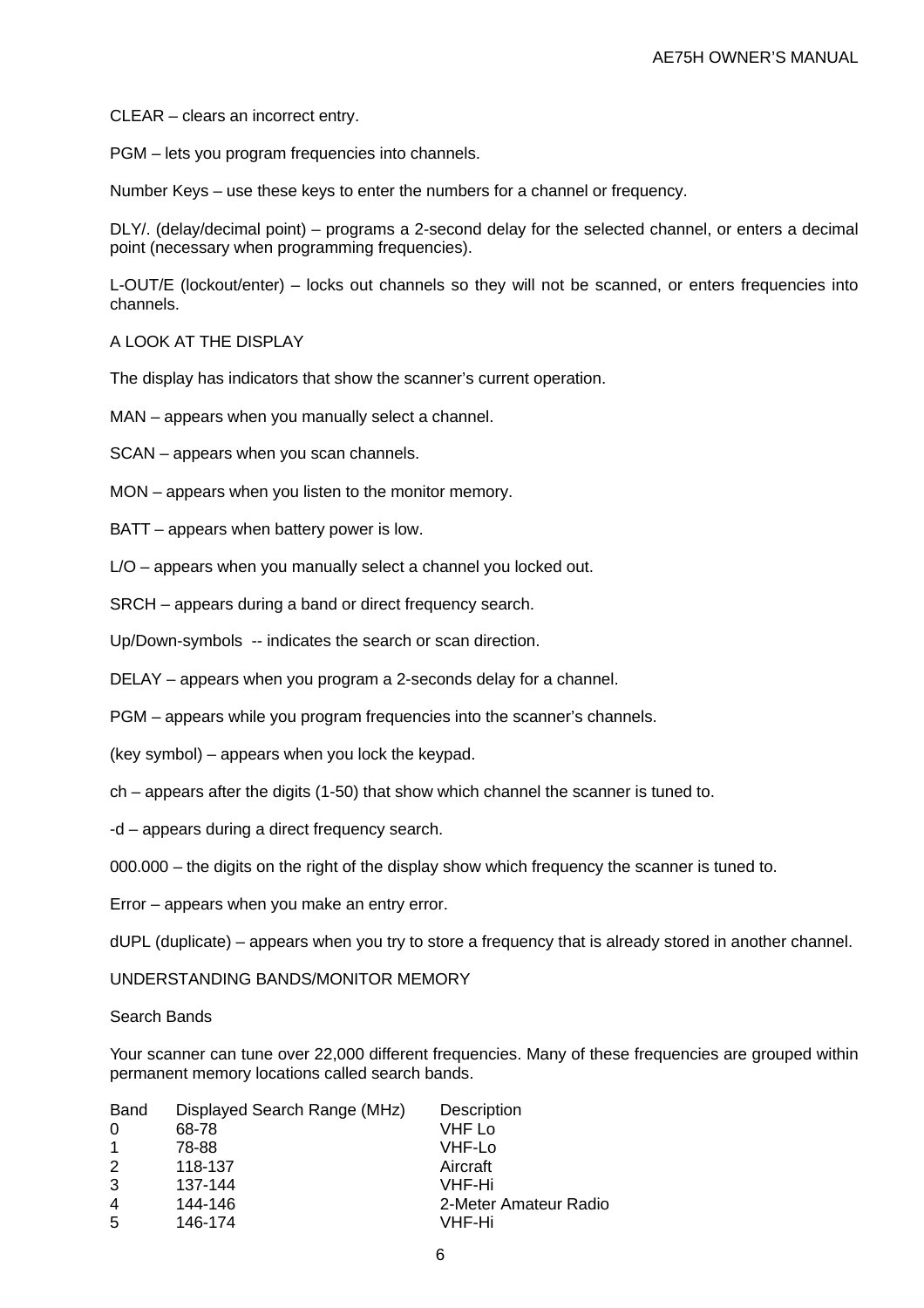CLEAR – clears an incorrect entry.

PGM – lets you program frequencies into channels.

Number Keys – use these keys to enter the numbers for a channel or frequency.

DLY/. (delay/decimal point) – programs a 2-second delay for the selected channel, or enters a decimal point (necessary when programming frequencies).

L-OUT/E (lockout/enter) – locks out channels so they will not be scanned, or enters frequencies into channels.

## A LOOK AT THE DISPLAY

The display has indicators that show the scanner's current operation.

MAN – appears when you manually select a channel.

SCAN – appears when you scan channels.

MON – appears when you listen to the monitor memory.

BATT – appears when battery power is low.

L/O – appears when you manually select a channel you locked out.

SRCH – appears during a band or direct frequency search.

Up/Down-symbols -- indicates the search or scan direction.

DELAY – appears when you program a 2-seconds delay for a channel.

PGM – appears while you program frequencies into the scanner's channels.

(key symbol) – appears when you lock the keypad.

ch – appears after the digits (1-50) that show which channel the scanner is tuned to.

-d – appears during a direct frequency search.

000.000 – the digits on the right of the display show which frequency the scanner is tuned to.

Error – appears when you make an entry error.

dUPL (duplicate) – appears when you try to store a frequency that is already stored in another channel.

## UNDERSTANDING BANDS/MONITOR MEMORY

### Search Bands

Your scanner can tune over 22,000 different frequencies. Many of these frequencies are grouped within permanent memory locations called search bands.

| Band | Displayed Search Range (MHz) | Description |
|---|---|---|
| 0 | 68-78 | VHF Lo |
| 1 | 78-88 | VHF-Lo |
| 2 | 118-137 | Aircraft |
| 3 | 137-144 | VHF-Hi |
| 4 | 144-146 | 2-Meter Amateur Radio |
| 5 | 146-174 | VHF-Hi |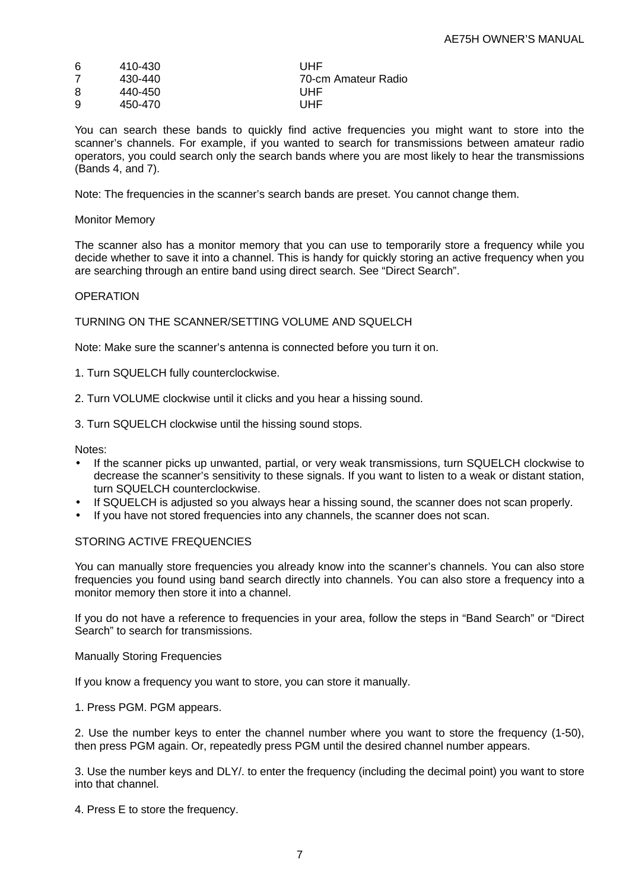| | | |
|---|---|---|
| 6 | 410-430 | UHF |
| 7 | 430-440 | 70-cm Amateur Radio |
| 8 | 440-450 | UHF |
| 9 | 450-470 | UHF |

You can search these bands to quickly find active frequencies you might want to store into the scanner's channels. For example, if you wanted to search for transmissions between amateur radio operators, you could search only the search bands where you are most likely to hear the transmissions (Bands 4, and 7).

Note: The frequencies in the scanner's search bands are preset. You cannot change them.

### Monitor Memory

The scanner also has a monitor memory that you can use to temporarily store a frequency while you decide whether to save it into a channel. This is handy for quickly storing an active frequency when you are searching through an entire band using direct search. See "Direct Search".

## OPERATION

### TURNING ON THE SCANNER/SETTING VOLUME AND SQUELCH

Note: Make sure the scanner's antenna is connected before you turn it on.

1. Turn SQUELCH fully counterclockwise.

2. Turn VOLUME clockwise until it clicks and you hear a hissing sound.

3. Turn SQUELCH clockwise until the hissing sound stops.

Notes:

- If the scanner picks up unwanted, partial, or very weak transmissions, turn SQUELCH clockwise to decrease the scanner's sensitivity to these signals. If you want to listen to a weak or distant station, turn SQUELCH counterclockwise.
- If SQUELCH is adjusted so you always hear a hissing sound, the scanner does not scan properly.
- If you have not stored frequencies into any channels, the scanner does not scan.

### STORING ACTIVE FREQUENCIES

You can manually store frequencies you already know into the scanner's channels. You can also store frequencies you found using band search directly into channels. You can also store a frequency into a monitor memory then store it into a channel.

If you do not have a reference to frequencies in your area, follow the steps in "Band Search" or "Direct Search" to search for transmissions.

#### Manually Storing Frequencies

If you know a frequency you want to store, you can store it manually.

1. Press PGM. PGM appears.

2. Use the number keys to enter the channel number where you want to store the frequency (1-50), then press PGM again. Or, repeatedly press PGM until the desired channel number appears.

3. Use the number keys and DLY/. to enter the frequency (including the decimal point) you want to store into that channel.

4. Press E to store the frequency.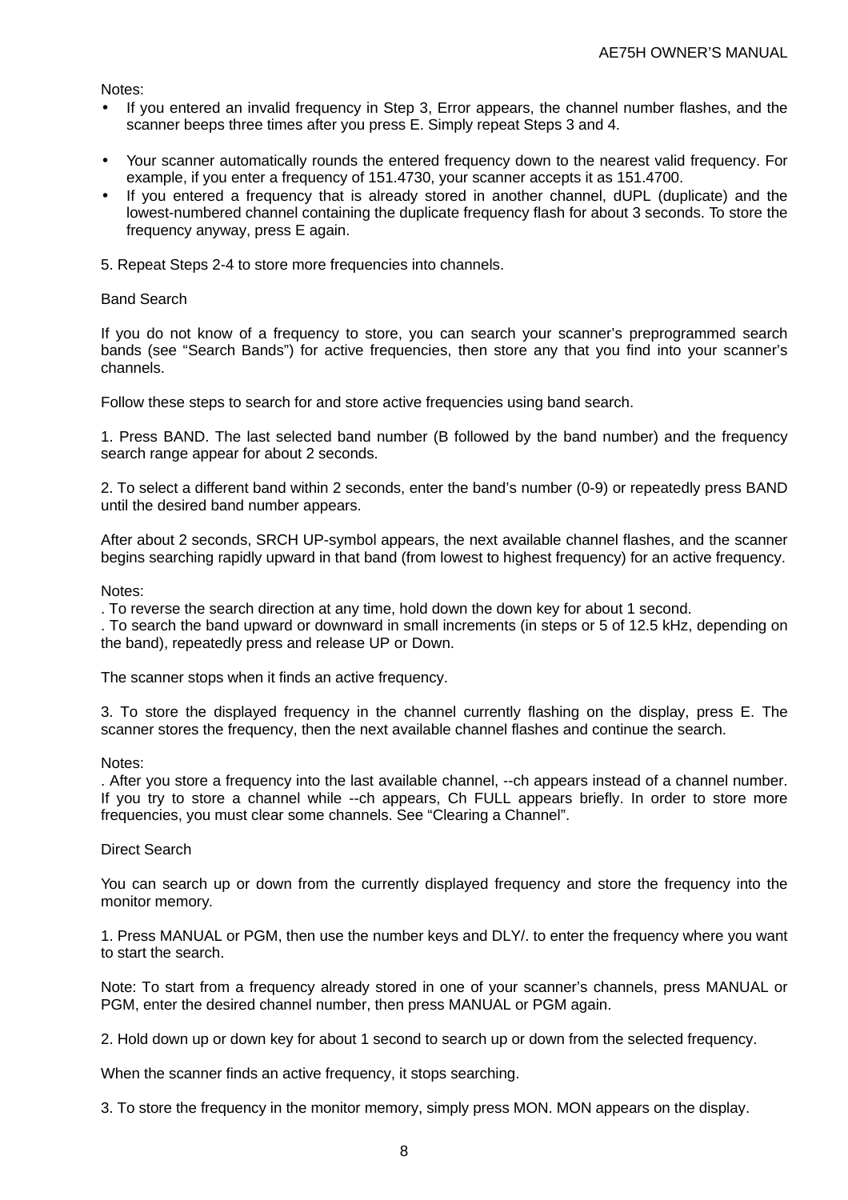Notes:

- If you entered an invalid frequency in Step 3, Error appears, the channel number flashes, and the scanner beeps three times after you press E. Simply repeat Steps 3 and 4.

- Your scanner automatically rounds the entered frequency down to the nearest valid frequency. For example, if you enter a frequency of 151.4730, your scanner accepts it as 151.4700.
- If you entered a frequency that is already stored in another channel, dUPL (duplicate) and the lowest-numbered channel containing the duplicate frequency flash for about 3 seconds. To store the frequency anyway, press E again.

5. Repeat Steps 2-4 to store more frequencies into channels.

## Band Search

If you do not know of a frequency to store, you can search your scanner's preprogrammed search bands (see "Search Bands") for active frequencies, then store any that you find into your scanner's channels.

Follow these steps to search for and store active frequencies using band search.

1. Press BAND. The last selected band number (B followed by the band number) and the frequency search range appear for about 2 seconds.

2. To select a different band within 2 seconds, enter the band's number (0-9) or repeatedly press BAND until the desired band number appears.

After about 2 seconds, SRCH UP-symbol appears, the next available channel flashes, and the scanner begins searching rapidly upward in that band (from lowest to highest frequency) for an active frequency.

Notes:
. To reverse the search direction at any time, hold down the down key for about 1 second.
. To search the band upward or downward in small increments (in steps or 5 of 12.5 kHz, depending on the band), repeatedly press and release UP or Down.

The scanner stops when it finds an active frequency.

3. To store the displayed frequency in the channel currently flashing on the display, press E. The scanner stores the frequency, then the next available channel flashes and continue the search.

Notes:
. After you store a frequency into the last available channel, --ch appears instead of a channel number. If you try to store a channel while --ch appears, Ch FULL appears briefly. In order to store more frequencies, you must clear some channels. See "Clearing a Channel".

## Direct Search

You can search up or down from the currently displayed frequency and store the frequency into the monitor memory.

1. Press MANUAL or PGM, then use the number keys and DLY/. to enter the frequency where you want to start the search.

Note: To start from a frequency already stored in one of your scanner's channels, press MANUAL or PGM, enter the desired channel number, then press MANUAL or PGM again.

2. Hold down up or down key for about 1 second to search up or down from the selected frequency.

When the scanner finds an active frequency, it stops searching.

3. To store the frequency in the monitor memory, simply press MON. MON appears on the display.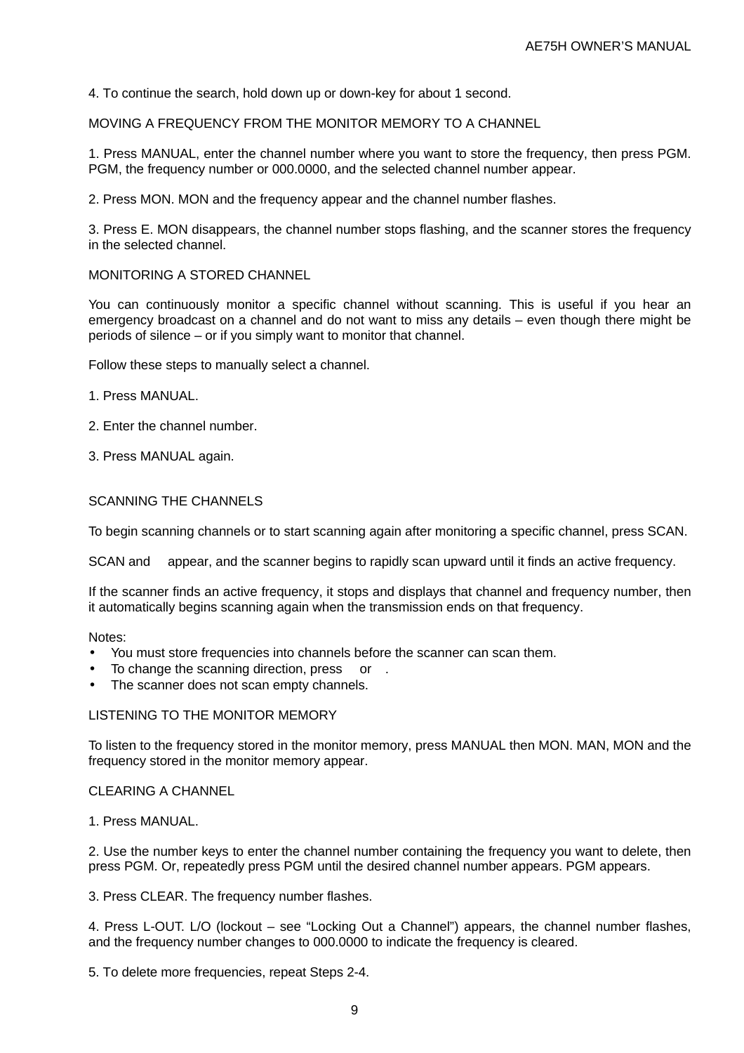4. To continue the search, hold down up or down-key for about 1 second.

## MOVING A FREQUENCY FROM THE MONITOR MEMORY TO A CHANNEL

1. Press MANUAL, enter the channel number where you want to store the frequency, then press PGM. PGM, the frequency number or 000.0000, and the selected channel number appear.

2. Press MON. MON and the frequency appear and the channel number flashes.

3. Press E. MON disappears, the channel number stops flashing, and the scanner stores the frequency in the selected channel.

## MONITORING A STORED CHANNEL

You can continuously monitor a specific channel without scanning. This is useful if you hear an emergency broadcast on a channel and do not want to miss any details – even though there might be periods of silence – or if you simply want to monitor that channel.

Follow these steps to manually select a channel.

1. Press MANUAL.

2. Enter the channel number.

3. Press MANUAL again.

## SCANNING THE CHANNELS

To begin scanning channels or to start scanning again after monitoring a specific channel, press SCAN.

SCAN and  appear, and the scanner begins to rapidly scan upward until it finds an active frequency.

If the scanner finds an active frequency, it stops and displays that channel and frequency number, then it automatically begins scanning again when the transmission ends on that frequency.

Notes:

- You must store frequencies into channels before the scanner can scan them.
- To change the scanning direction, press  or  .
- The scanner does not scan empty channels.

## LISTENING TO THE MONITOR MEMORY

To listen to the frequency stored in the monitor memory, press MANUAL then MON. MAN, MON and the frequency stored in the monitor memory appear.

## CLEARING A CHANNEL

1. Press MANUAL.

2. Use the number keys to enter the channel number containing the frequency you want to delete, then press PGM. Or, repeatedly press PGM until the desired channel number appears. PGM appears.

3. Press CLEAR. The frequency number flashes.

4. Press L-OUT. L/O (lockout – see "Locking Out a Channel") appears, the channel number flashes, and the frequency number changes to 000.0000 to indicate the frequency is cleared.

5. To delete more frequencies, repeat Steps 2-4.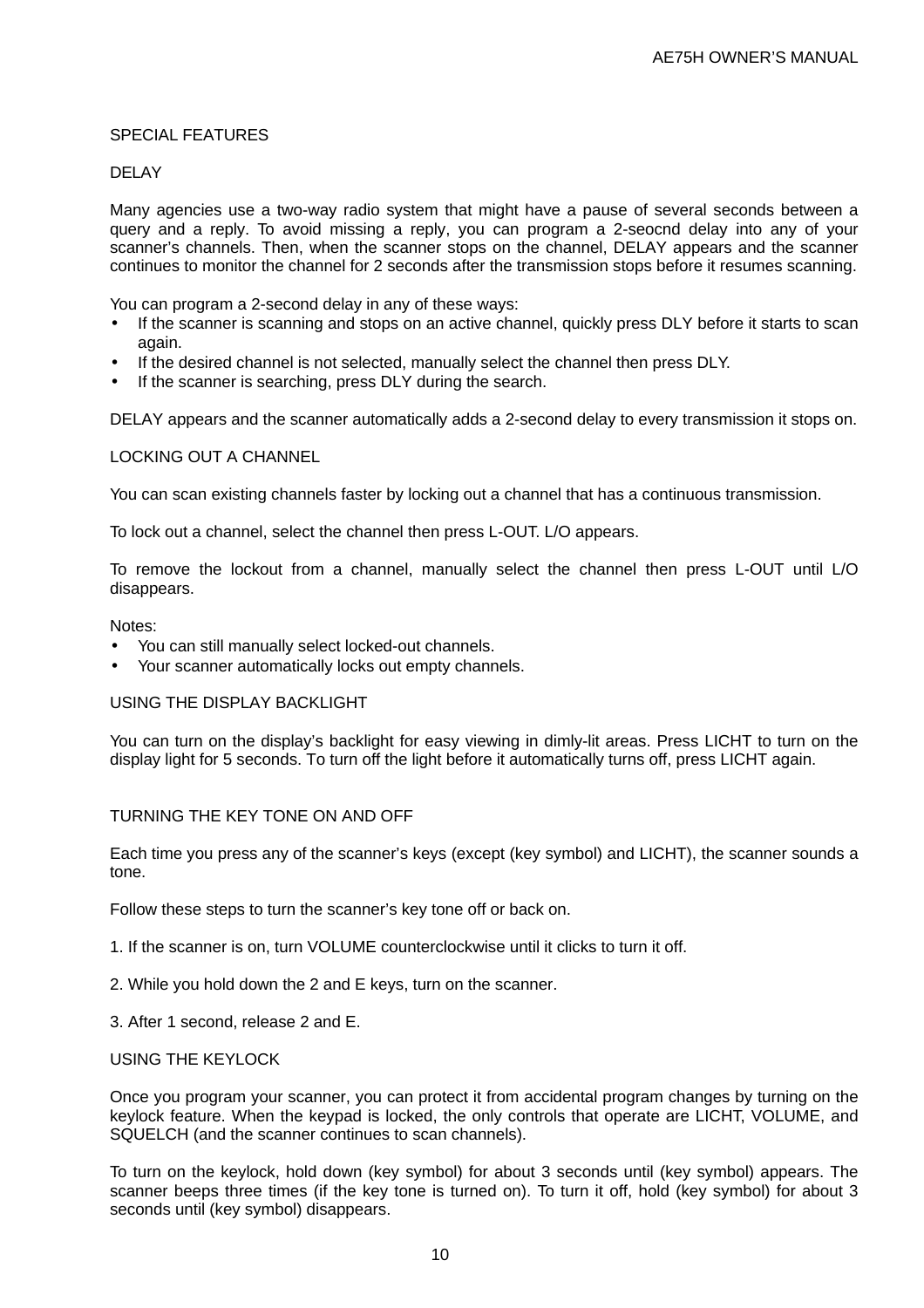## SPECIAL FEATURES

### DELAY

Many agencies use a two-way radio system that might have a pause of several seconds between a query and a reply. To avoid missing a reply, you can program a 2-seocnd delay into any of your scanner's channels. Then, when the scanner stops on the channel, DELAY appears and the scanner continues to monitor the channel for 2 seconds after the transmission stops before it resumes scanning.

You can program a 2-second delay in any of these ways:

- If the scanner is scanning and stops on an active channel, quickly press DLY before it starts to scan again.
- If the desired channel is not selected, manually select the channel then press DLY.
- If the scanner is searching, press DLY during the search.

DELAY appears and the scanner automatically adds a 2-second delay to every transmission it stops on.

### LOCKING OUT A CHANNEL

You can scan existing channels faster by locking out a channel that has a continuous transmission.

To lock out a channel, select the channel then press L-OUT. L/O appears.

To remove the lockout from a channel, manually select the channel then press L-OUT until L/O disappears.

Notes:

- You can still manually select locked-out channels.
- Your scanner automatically locks out empty channels.

### USING THE DISPLAY BACKLIGHT

You can turn on the display's backlight for easy viewing in dimly-lit areas. Press LICHT to turn on the display light for 5 seconds. To turn off the light before it automatically turns off, press LICHT again.

### TURNING THE KEY TONE ON AND OFF

Each time you press any of the scanner's keys (except (key symbol) and LICHT), the scanner sounds a tone.

Follow these steps to turn the scanner's key tone off or back on.

1. If the scanner is on, turn VOLUME counterclockwise until it clicks to turn it off.

2. While you hold down the 2 and E keys, turn on the scanner.

3. After 1 second, release 2 and E.

### USING THE KEYLOCK

Once you program your scanner, you can protect it from accidental program changes by turning on the keylock feature. When the keypad is locked, the only controls that operate are LICHT, VOLUME, and SQUELCH (and the scanner continues to scan channels).

To turn on the keylock, hold down (key symbol) for about 3 seconds until (key symbol) appears. The scanner beeps three times (if the key tone is turned on). To turn it off, hold (key symbol) for about 3 seconds until (key symbol) disappears.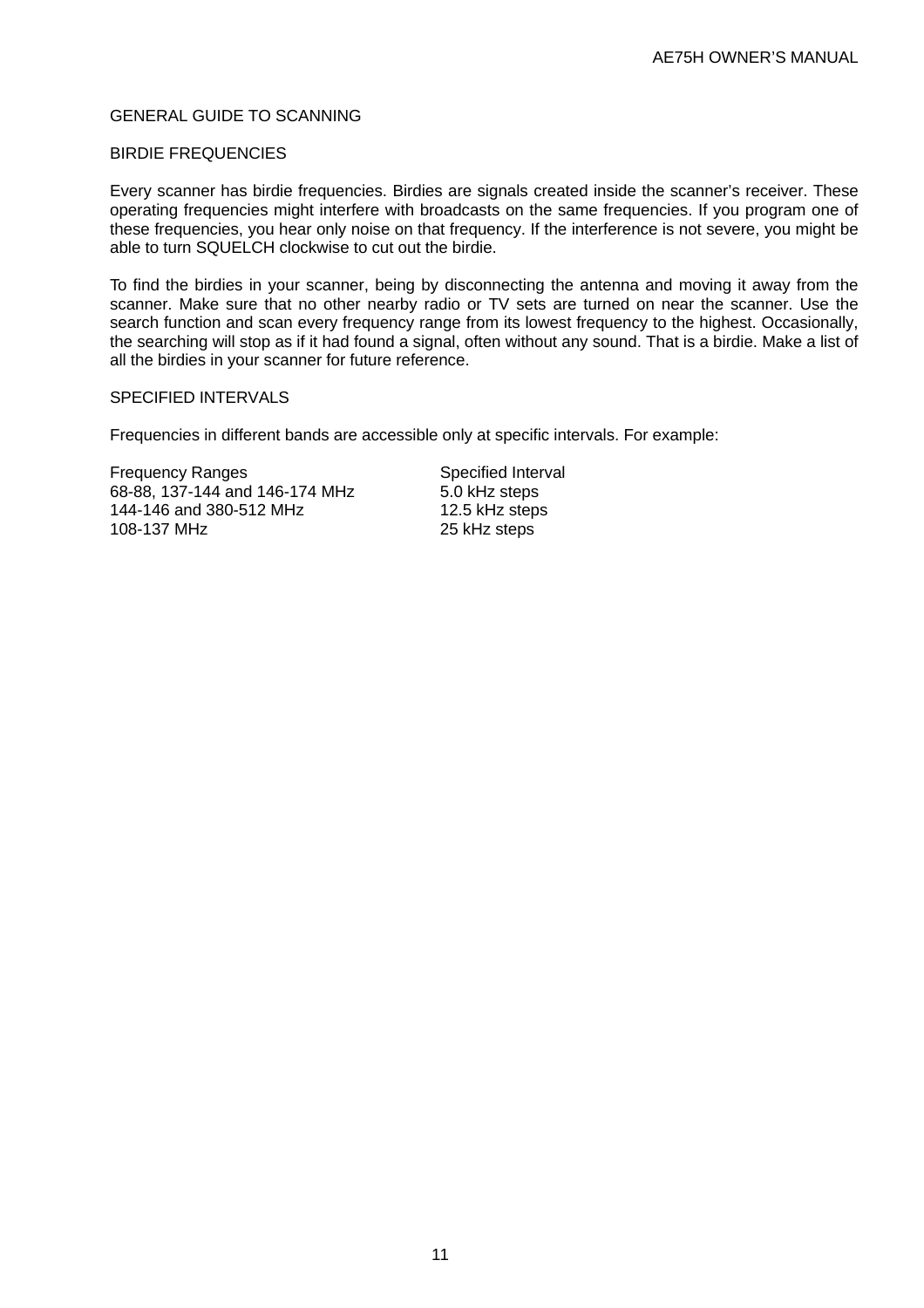## GENERAL GUIDE TO SCANNING

### BIRDIE FREQUENCIES

Every scanner has birdie frequencies. Birdies are signals created inside the scanner's receiver. These operating frequencies might interfere with broadcasts on the same frequencies. If you program one of these frequencies, you hear only noise on that frequency. If the interference is not severe, you might be able to turn SQUELCH clockwise to cut out the birdie.

To find the birdies in your scanner, being by disconnecting the antenna and moving it away from the scanner. Make sure that no other nearby radio or TV sets are turned on near the scanner. Use the search function and scan every frequency range from its lowest frequency to the highest. Occasionally, the searching will stop as if it had found a signal, often without any sound. That is a birdie. Make a list of all the birdies in your scanner for future reference.

### SPECIFIED INTERVALS

Frequencies in different bands are accessible only at specific intervals. For example:

| Frequency Ranges | Specified Interval |
|---|---|
| 68-88, 137-144 and 146-174 MHz | 5.0 kHz steps |
| 144-146 and 380-512 MHz | 12.5 kHz steps |
| 108-137 MHz | 25 kHz steps |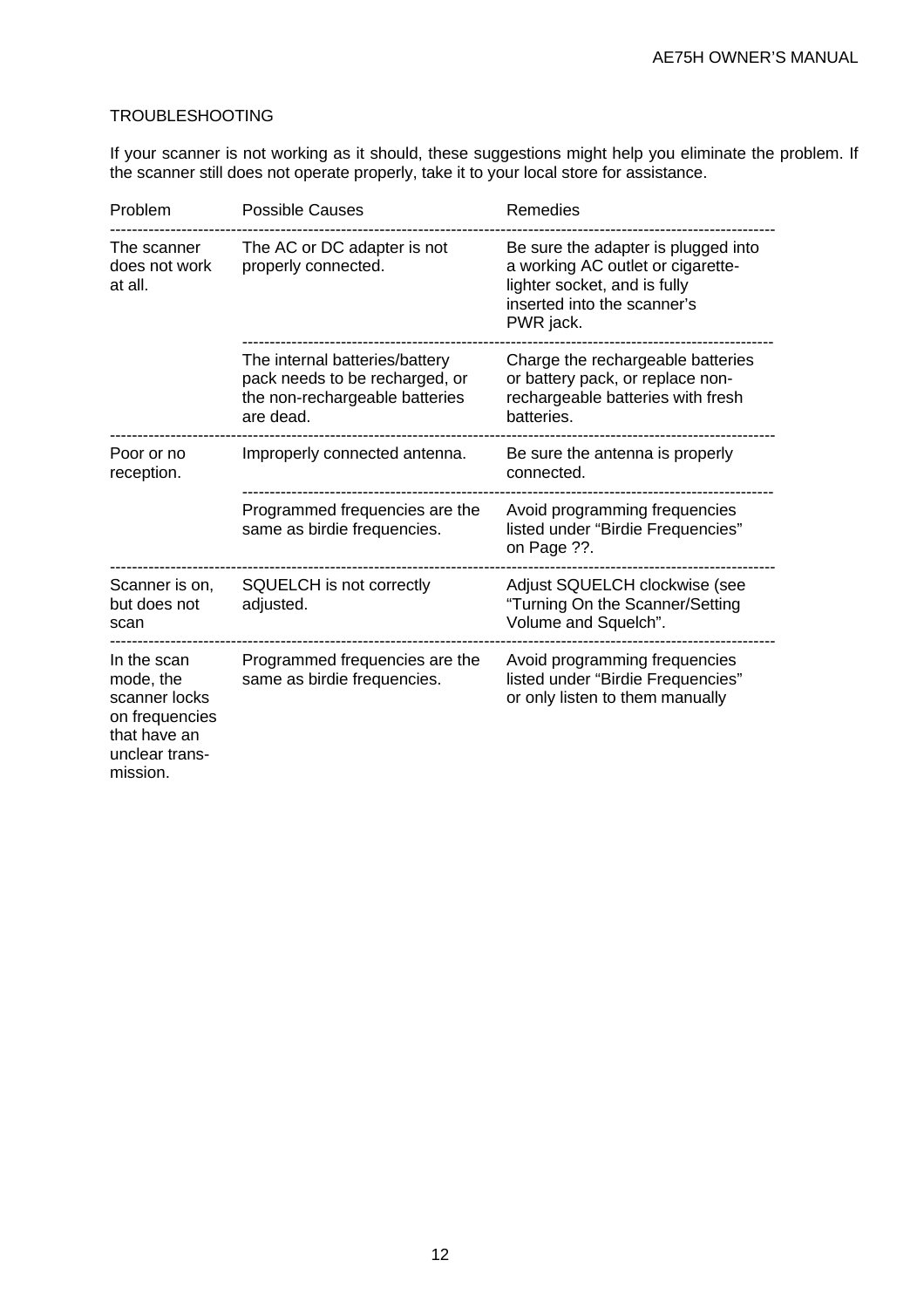## TROUBLESHOOTING

If your scanner is not working as it should, these suggestions might help you eliminate the problem. If the scanner still does not operate properly, take it to your local store for assistance.

| Problem | Possible Causes | Remedies |
|---|---|---|
| The scanner does not work at all. | The AC or DC adapter is not properly connected. | Be sure the adapter is plugged into a working AC outlet or cigarette-lighter socket, and is fully inserted into the scanner's PWR jack. |
| | The internal batteries/battery pack needs to be recharged, or the non-rechargeable batteries are dead. | Charge the rechargeable batteries or battery pack, or replace non-rechargeable batteries with fresh batteries. |
| Poor or no reception. | Improperly connected antenna. | Be sure the antenna is properly connected. |
| | Programmed frequencies are the same as birdie frequencies. | Avoid programming frequencies listed under "Birdie Frequencies" on Page ??. |
| Scanner is on, but does not scan | SQUELCH is not correctly adjusted. | Adjust SQUELCH clockwise (see "Turning On the Scanner/Setting Volume and Squelch". |
| In the scan mode, the scanner locks on frequencies that have an unclear trans-mission. | Programmed frequencies are the same as birdie frequencies. | Avoid programming frequencies listed under "Birdie Frequencies" or only listen to them manually |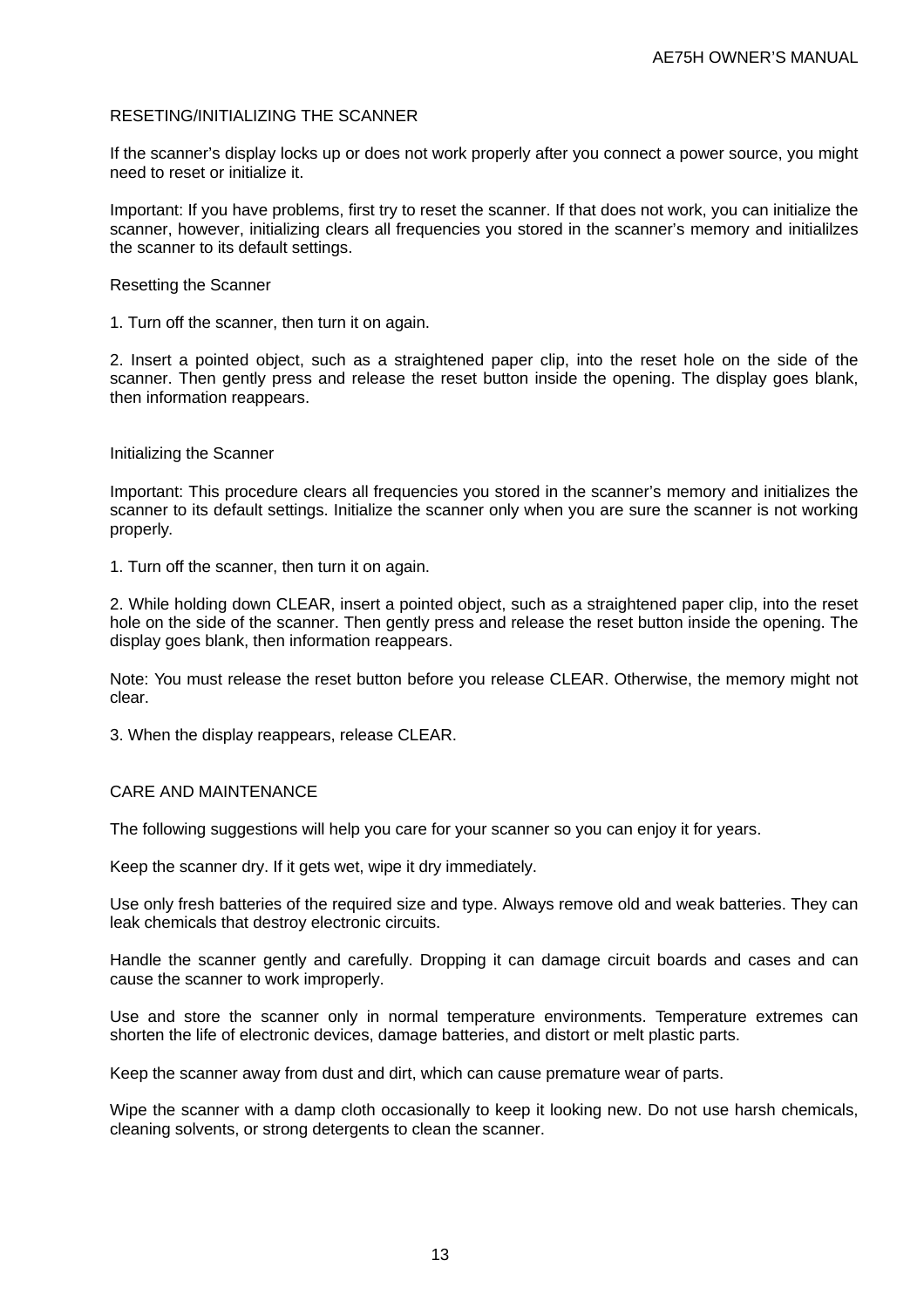## RESETING/INITIALIZING THE SCANNER

If the scanner's display locks up or does not work properly after you connect a power source, you might need to reset or initialize it.

Important: If you have problems, first try to reset the scanner. If that does not work, you can initialize the scanner, however, initializing clears all frequencies you stored in the scanner's memory and initialilzes the scanner to its default settings.

### Resetting the Scanner

1. Turn off the scanner, then turn it on again.

2. Insert a pointed object, such as a straightened paper clip, into the reset hole on the side of the scanner. Then gently press and release the reset button inside the opening. The display goes blank, then information reappears.

### Initializing the Scanner

Important: This procedure clears all frequencies you stored in the scanner's memory and initializes the scanner to its default settings. Initialize the scanner only when you are sure the scanner is not working properly.

1. Turn off the scanner, then turn it on again.

2. While holding down CLEAR, insert a pointed object, such as a straightened paper clip, into the reset hole on the side of the scanner. Then gently press and release the reset button inside the opening. The display goes blank, then information reappears.

Note: You must release the reset button before you release CLEAR. Otherwise, the memory might not clear.

3. When the display reappears, release CLEAR.

## CARE AND MAINTENANCE

The following suggestions will help you care for your scanner so you can enjoy it for years.

Keep the scanner dry. If it gets wet, wipe it dry immediately.

Use only fresh batteries of the required size and type. Always remove old and weak batteries. They can leak chemicals that destroy electronic circuits.

Handle the scanner gently and carefully. Dropping it can damage circuit boards and cases and can cause the scanner to work improperly.

Use and store the scanner only in normal temperature environments. Temperature extremes can shorten the life of electronic devices, damage batteries, and distort or melt plastic parts.

Keep the scanner away from dust and dirt, which can cause premature wear of parts.

Wipe the scanner with a damp cloth occasionally to keep it looking new. Do not use harsh chemicals, cleaning solvents, or strong detergents to clean the scanner.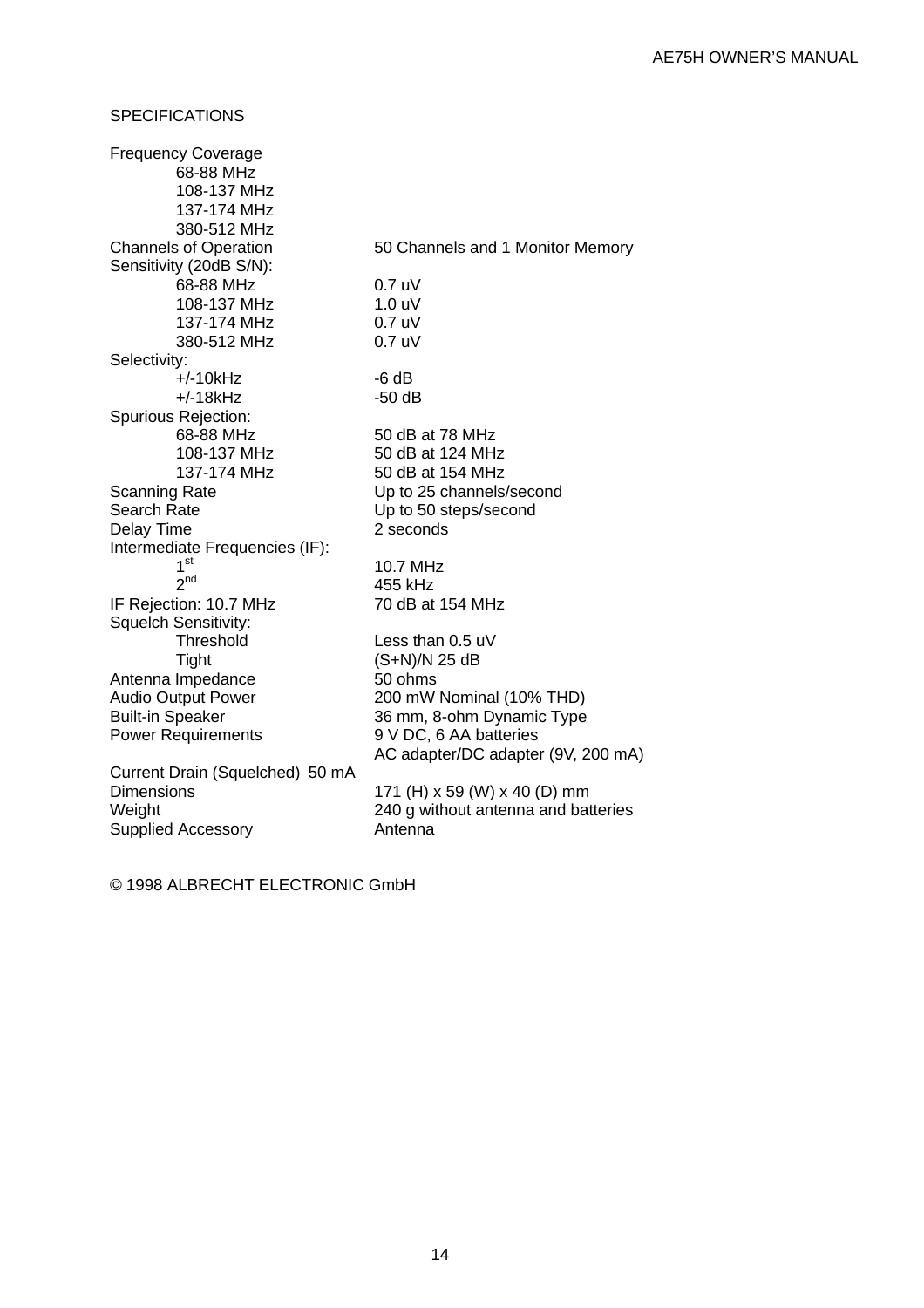## SPECIFICATIONS

| | |
|---|---|
| Frequency Coverage | |
| 68-88 MHz | |
| 108-137 MHz | |
| 137-174 MHz | |
| 380-512 MHz | |
| Channels of Operation | 50 Channels and 1 Monitor Memory |
| Sensitivity (20dB S/N): | |
| 68-88 MHz | 0.7 uV |
| 108-137 MHz | 1.0 uV |
| 137-174 MHz | 0.7 uV |
| 380-512 MHz | 0.7 uV |
| Selectivity: | |
| +/-10kHz | -6 dB |
| +/-18kHz | -50 dB |
| Spurious Rejection: | |
| 68-88 MHz | 50 dB at 78 MHz |
| 108-137 MHz | 50 dB at 124 MHz |
| 137-174 MHz | 50 dB at 154 MHz |
| Scanning Rate | Up to 25 channels/second |
| Search Rate | Up to 50 steps/second |
| Delay Time | 2 seconds |
| Intermediate Frequencies (IF): | |
| 1st | 10.7 MHz |
| 2nd | 455 kHz |
| IF Rejection: 10.7 MHz | 70 dB at 154 MHz |
| Squelch Sensitivity: | |
| Threshold | Less than 0.5 uV |
| Tight | (S+N)/N 25 dB |
| Antenna Impedance | 50 ohms |
| Audio Output Power | 200 mW Nominal (10% THD) |
| Built-in Speaker | 36 mm, 8-ohm Dynamic Type |
| Power Requirements | 9 V DC, 6 AA batteries |
| | AC adapter/DC adapter (9V, 200 mA) |
| Current Drain (Squelched) | 50 mA |
| Dimensions | 171 (H) x 59 (W) x 40 (D) mm |
| Weight | 240 g without antenna and batteries |
| Supplied Accessory | Antenna |

© 1998 ALBRECHT ELECTRONIC GmbH